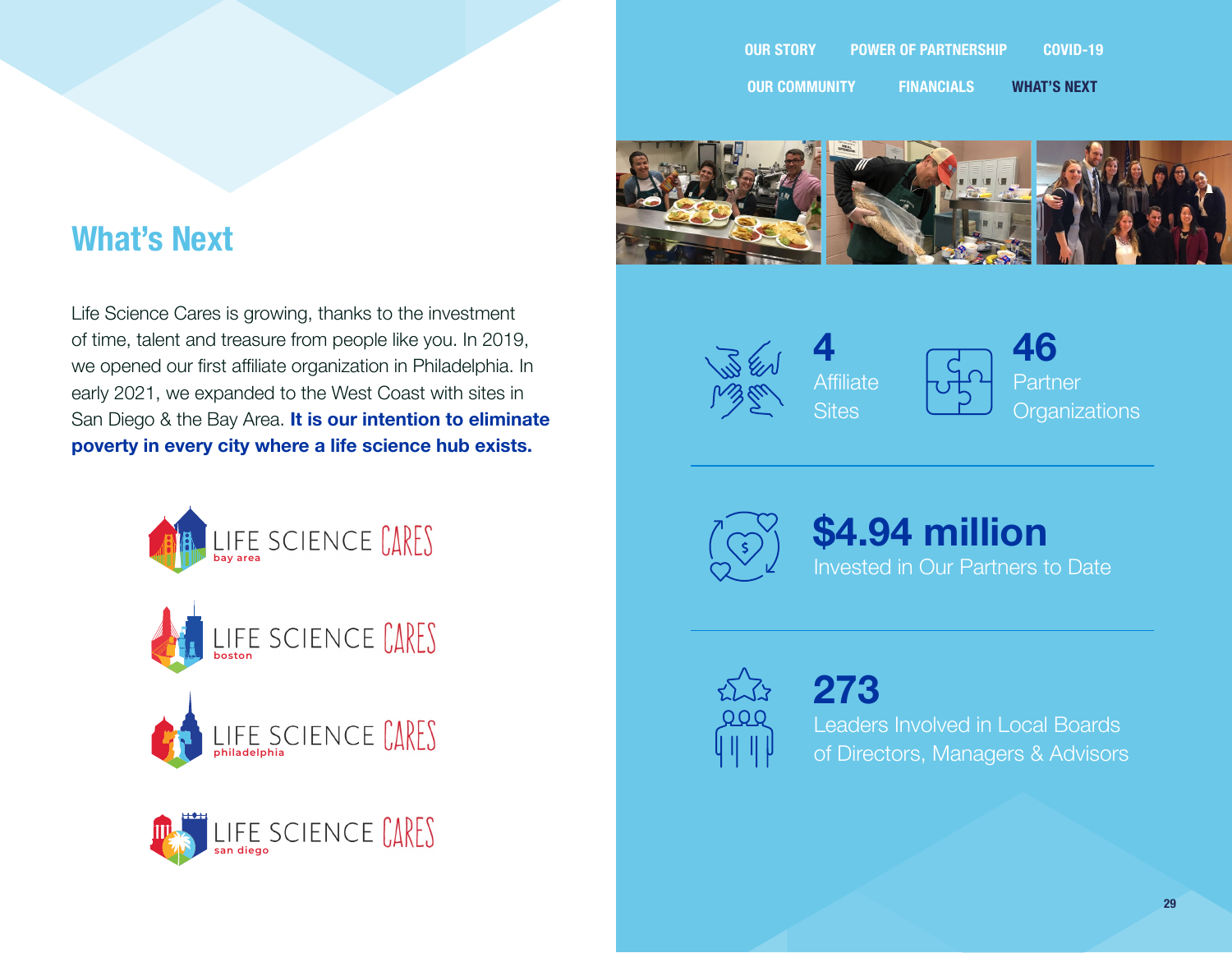OUR STORY | POWER OF PARTNERSHIP | COVID-19 | OUR COMMUNITY | FINANCIALS | WHAT'S NEXT

## What's Next

Life Science Cares is growing, thanks to the investment of time, talent and treasure from people like you. In 2019, we opened our first affiliate organization in Philadelphia. In early 2021, we expanded to the West Coast with sites in San Diego & the Bay Area. **It is our intention to eliminate poverty in every city where a life science hub exists.**

LIFE SCIENCE CARES bay area

LIFE SCIENCE CARES boston

LIFE SCIENCE CARES philadelphia

LIFE SCIENCE CARES san diego

**4**
Affiliate Sites

**46**
Partner Organizations

**$4.94 million**
Invested in Our Partners to Date

**273**
Leaders Involved in Local Boards of Directors, Managers & Advisors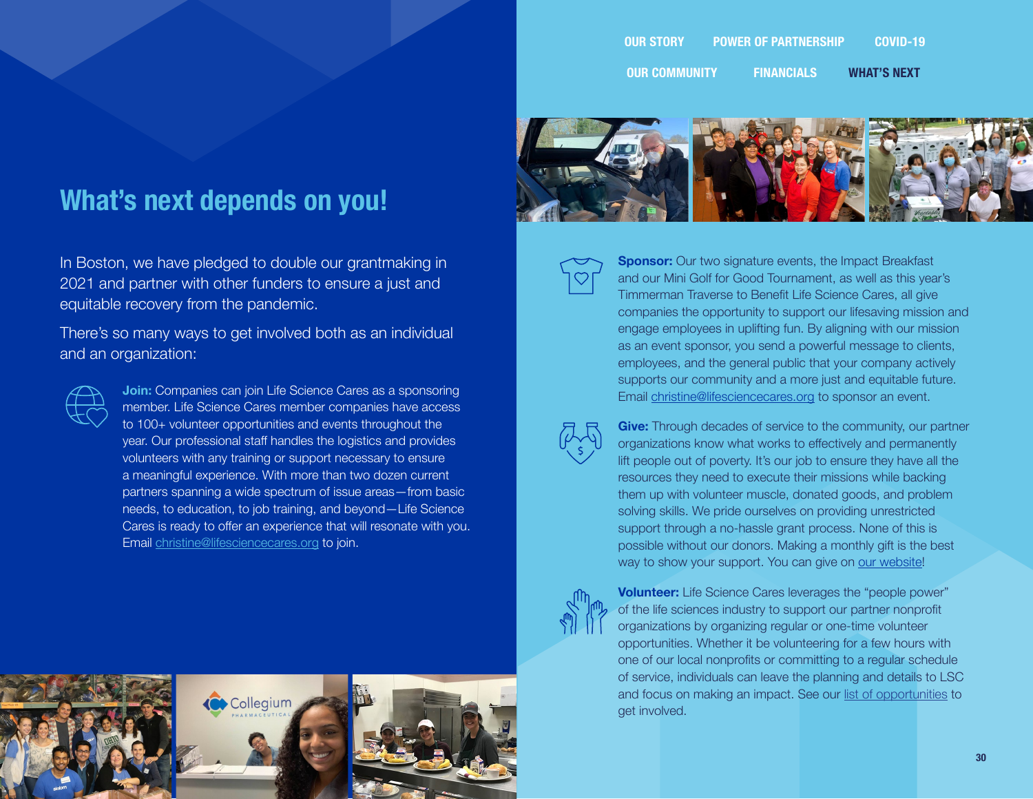OUR STORY | POWER OF PARTNERSHIP | COVID-19 | OUR COMMUNITY | FINANCIALS | WHAT'S NEXT

# What's next depends on you!

In Boston, we have pledged to double our grantmaking in 2021 and partner with other funders to ensure a just and equitable recovery from the pandemic.

There's so many ways to get involved both as an individual and an organization:

**Join:** Companies can join Life Science Cares as a sponsoring member. Life Science Cares member companies have access to 100+ volunteer opportunities and events throughout the year. Our professional staff handles the logistics and provides volunteers with any training or support necessary to ensure a meaningful experience. With more than two dozen current partners spanning a wide spectrum of issue areas—from basic needs, to education, to job training, and beyond—Life Science Cares is ready to offer an experience that will resonate with you. Email christine@lifesciencecares.org to join.

**Sponsor:** Our two signature events, the Impact Breakfast and our Mini Golf for Good Tournament, as well as this year's Timmerman Traverse to Benefit Life Science Cares, all give companies the opportunity to support our lifesaving mission and engage employees in uplifting fun. By aligning with our mission as an event sponsor, you send a powerful message to clients, employees, and the general public that your company actively supports our community and a more just and equitable future. Email christine@lifesciencecares.org to sponsor an event.

**Give:** Through decades of service to the community, our partner organizations know what works to effectively and permanently lift people out of poverty. It's our job to ensure they have all the resources they need to execute their missions while backing them up with volunteer muscle, donated goods, and problem solving skills. We pride ourselves on providing unrestricted support through a no-hassle grant process. None of this is possible without our donors. Making a monthly gift is the best way to show your support. You can give on our website!

**Volunteer:** Life Science Cares leverages the "people power" of the life sciences industry to support our partner nonprofit organizations by organizing regular or one-time volunteer opportunities. Whether it be volunteering for a few hours with one of our local nonprofits or committing to a regular schedule of service, individuals can leave the planning and details to LSC and focus on making an impact. See our list of opportunities to get involved.